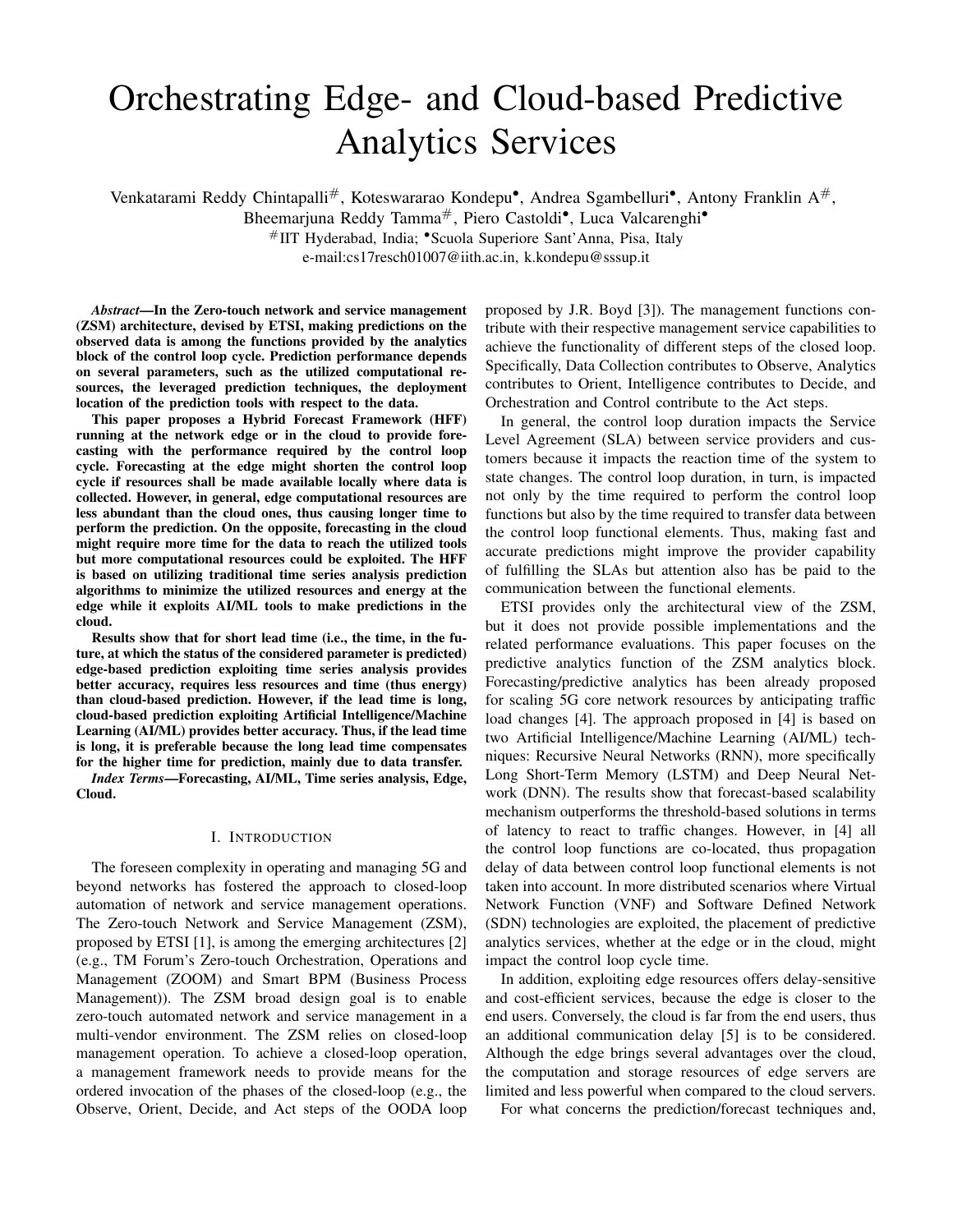# Orchestrating Edge- and Cloud-based Predictive Analytics Services

Venkatarami Reddy Chintapalli[#], Koteswararao Kondepu[•], Andrea Sgambelluri[•], Antony Franklin A[#], Bheemarjuna Reddy Tamma[#], Piero Castoldi[•], Luca Valcarenghi[•]

[#]IIT Hyderabad, India; [•]Scuola Superiore Sant'Anna, Pisa, Italy

e-mail:cs17resch01007@iith.ac.in, k.kondepu@sssup.it

***Abstract*—In the Zero-touch network and service management (ZSM) architecture, devised by ETSI, making predictions on the observed data is among the functions provided by the analytics block of the control loop cycle. Prediction performance depends on several parameters, such as the utilized computational resources, the leveraged prediction techniques, the deployment location of the prediction tools with respect to the data.**

**This paper proposes a Hybrid Forecast Framework (HFF) running at the network edge or in the cloud to provide forecasting with the performance required by the control loop cycle. Forecasting at the edge might shorten the control loop cycle if resources shall be made available locally where data is collected. However, in general, edge computational resources are less abundant than the cloud ones, thus causing longer time to perform the prediction. On the opposite, forecasting in the cloud might require more time for the data to reach the utilized tools but more computational resources could be exploited. The HFF is based on utilizing traditional time series analysis prediction algorithms to minimize the utilized resources and energy at the edge while it exploits AI/ML tools to make predictions in the cloud.**

**Results show that for short lead time (i.e., the time, in the future, at which the status of the considered parameter is predicted) edge-based prediction exploiting time series analysis provides better accuracy, requires less resources and time (thus energy) than cloud-based prediction. However, if the lead time is long, cloud-based prediction exploiting Artificial Intelligence/Machine Learning (AI/ML) provides better accuracy. Thus, if the lead time is long, it is preferable because the long lead time compensates for the higher time for prediction, mainly due to data transfer.**

***Index Terms*—Forecasting, AI/ML, Time series analysis, Edge, Cloud.**

## I. Introduction

The foreseen complexity in operating and managing 5G and beyond networks has fostered the approach to closed-loop automation of network and service management operations. The Zero-touch Network and Service Management (ZSM), proposed by ETSI [1], is among the emerging architectures [2] (e.g., TM Forum's Zero-touch Orchestration, Operations and Management (ZOOM) and Smart BPM (Business Process Management)). The ZSM broad design goal is to enable zero-touch automated network and service management in a multi-vendor environment. The ZSM relies on closed-loop management operation. To achieve a closed-loop operation, a management framework needs to provide means for the ordered invocation of the phases of the closed-loop (e.g., the Observe, Orient, Decide, and Act steps of the OODA loop proposed by J.R. Boyd [3]). The management functions contribute with their respective management service capabilities to achieve the functionality of different steps of the closed loop. Specifically, Data Collection contributes to Observe, Analytics contributes to Orient, Intelligence contributes to Decide, and Orchestration and Control contribute to the Act steps.

In general, the control loop duration impacts the Service Level Agreement (SLA) between service providers and customers because it impacts the reaction time of the system to state changes. The control loop duration, in turn, is impacted not only by the time required to perform the control loop functions but also by the time required to transfer data between the control loop functional elements. Thus, making fast and accurate predictions might improve the provider capability of fulfilling the SLAs but attention also has be paid to the communication between the functional elements.

ETSI provides only the architectural view of the ZSM, but it does not provide possible implementations and the related performance evaluations. This paper focuses on the predictive analytics function of the ZSM analytics block. Forecasting/predictive analytics has been already proposed for scaling 5G core network resources by anticipating traffic load changes [4]. The approach proposed in [4] is based on two Artificial Intelligence/Machine Learning (AI/ML) techniques: Recursive Neural Networks (RNN), more specifically Long Short-Term Memory (LSTM) and Deep Neural Network (DNN). The results show that forecast-based scalability mechanism outperforms the threshold-based solutions in terms of latency to react to traffic changes. However, in [4] all the control loop functions are co-located, thus propagation delay of data between control loop functional elements is not taken into account. In more distributed scenarios where Virtual Network Function (VNF) and Software Defined Network (SDN) technologies are exploited, the placement of predictive analytics services, whether at the edge or in the cloud, might impact the control loop cycle time.

In addition, exploiting edge resources offers delay-sensitive and cost-efficient services, because the edge is closer to the end users. Conversely, the cloud is far from the end users, thus an additional communication delay [5] is to be considered. Although the edge brings several advantages over the cloud, the computation and storage resources of edge servers are limited and less powerful when compared to the cloud servers.

For what concerns the prediction/forecast techniques and,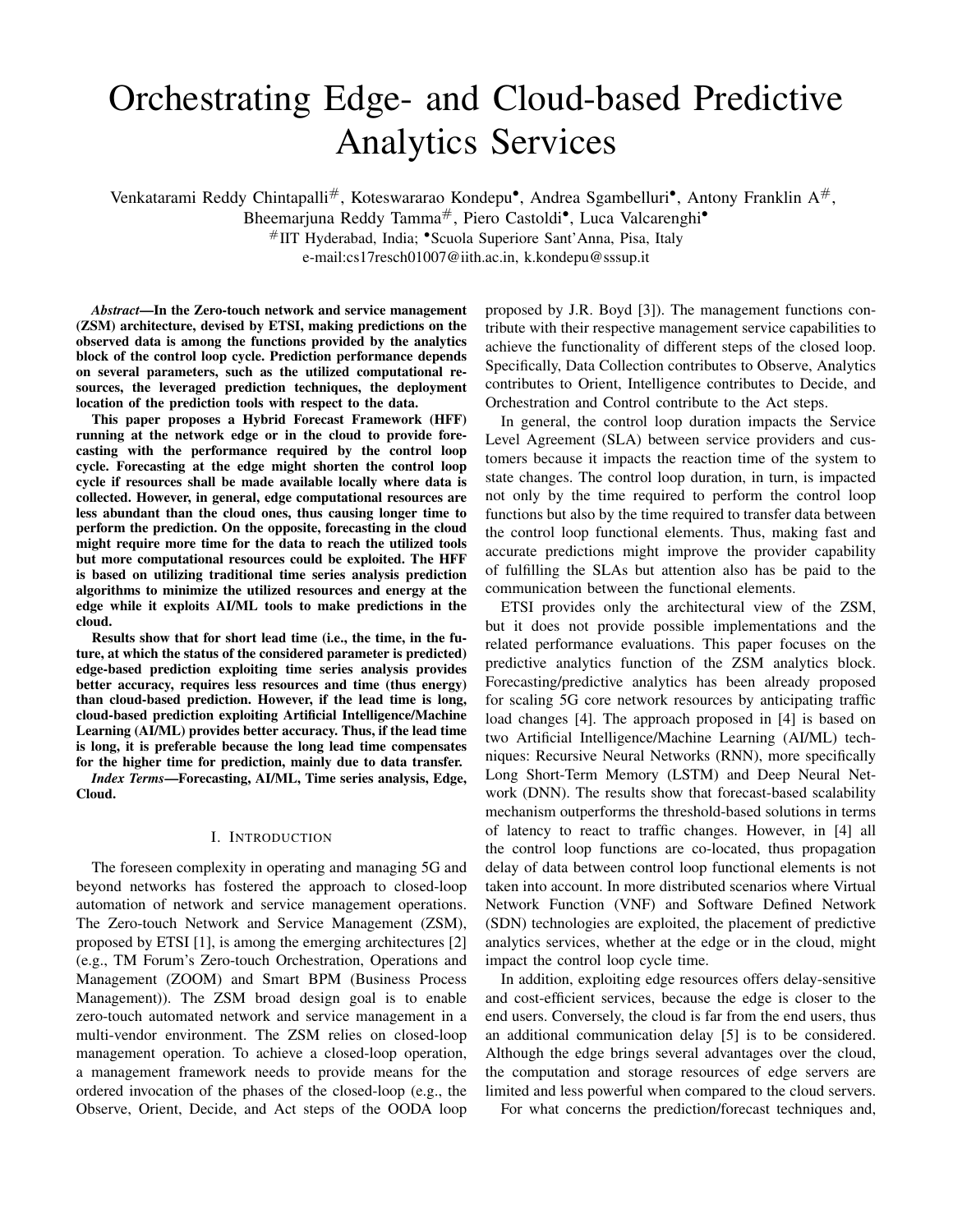# Orchestrating Edge- and Cloud-based Predictive Analytics Services

Venkatarami Reddy Chintapalli[#], Koteswararao Kondepu[•], Andrea Sgambelluri[•], Antony Franklin A[#], Bheemarjuna Reddy Tamma[#], Piero Castoldi[•], Luca Valcarenghi[•]

[#]IIT Hyderabad, India; [•]Scuola Superiore Sant'Anna, Pisa, Italy

e-mail:cs17resch01007@iith.ac.in, k.kondepu@sssup.it

***Abstract*—In the Zero-touch network and service management (ZSM) architecture, devised by ETSI, making predictions on the observed data is among the functions provided by the analytics block of the control loop cycle. Prediction performance depends on several parameters, such as the utilized computational resources, the leveraged prediction techniques, the deployment location of the prediction tools with respect to the data.**

**This paper proposes a Hybrid Forecast Framework (HFF) running at the network edge or in the cloud to provide forecasting with the performance required by the control loop cycle. Forecasting at the edge might shorten the control loop cycle if resources shall be made available locally where data is collected. However, in general, edge computational resources are less abundant than the cloud ones, thus causing longer time to perform the prediction. On the opposite, forecasting in the cloud might require more time for the data to reach the utilized tools but more computational resources could be exploited. The HFF is based on utilizing traditional time series analysis prediction algorithms to minimize the utilized resources and energy at the edge while it exploits AI/ML tools to make predictions in the cloud.**

**Results show that for short lead time (i.e., the time, in the future, at which the status of the considered parameter is predicted) edge-based prediction exploiting time series analysis provides better accuracy, requires less resources and time (thus energy) than cloud-based prediction. However, if the lead time is long, cloud-based prediction exploiting Artificial Intelligence/Machine Learning (AI/ML) provides better accuracy. Thus, if the lead time is long, it is preferable because the long lead time compensates for the higher time for prediction, mainly due to data transfer.**

***Index Terms*—Forecasting, AI/ML, Time series analysis, Edge, Cloud.**

## I. Introduction

The foreseen complexity in operating and managing 5G and beyond networks has fostered the approach to closed-loop automation of network and service management operations. The Zero-touch Network and Service Management (ZSM), proposed by ETSI [1], is among the emerging architectures [2] (e.g., TM Forum's Zero-touch Orchestration, Operations and Management (ZOOM) and Smart BPM (Business Process Management)). The ZSM broad design goal is to enable zero-touch automated network and service management in a multi-vendor environment. The ZSM relies on closed-loop management operation. To achieve a closed-loop operation, a management framework needs to provide means for the ordered invocation of the phases of the closed-loop (e.g., the Observe, Orient, Decide, and Act steps of the OODA loop proposed by J.R. Boyd [3]). The management functions contribute with their respective management service capabilities to achieve the functionality of different steps of the closed loop. Specifically, Data Collection contributes to Observe, Analytics contributes to Orient, Intelligence contributes to Decide, and Orchestration and Control contribute to the Act steps.

In general, the control loop duration impacts the Service Level Agreement (SLA) between service providers and customers because it impacts the reaction time of the system to state changes. The control loop duration, in turn, is impacted not only by the time required to perform the control loop functions but also by the time required to transfer data between the control loop functional elements. Thus, making fast and accurate predictions might improve the provider capability of fulfilling the SLAs but attention also has be paid to the communication between the functional elements.

ETSI provides only the architectural view of the ZSM, but it does not provide possible implementations and the related performance evaluations. This paper focuses on the predictive analytics function of the ZSM analytics block. Forecasting/predictive analytics has been already proposed for scaling 5G core network resources by anticipating traffic load changes [4]. The approach proposed in [4] is based on two Artificial Intelligence/Machine Learning (AI/ML) techniques: Recursive Neural Networks (RNN), more specifically Long Short-Term Memory (LSTM) and Deep Neural Network (DNN). The results show that forecast-based scalability mechanism outperforms the threshold-based solutions in terms of latency to react to traffic changes. However, in [4] all the control loop functions are co-located, thus propagation delay of data between control loop functional elements is not taken into account. In more distributed scenarios where Virtual Network Function (VNF) and Software Defined Network (SDN) technologies are exploited, the placement of predictive analytics services, whether at the edge or in the cloud, might impact the control loop cycle time.

In addition, exploiting edge resources offers delay-sensitive and cost-efficient services, because the edge is closer to the end users. Conversely, the cloud is far from the end users, thus an additional communication delay [5] is to be considered. Although the edge brings several advantages over the cloud, the computation and storage resources of edge servers are limited and less powerful when compared to the cloud servers.

For what concerns the prediction/forecast techniques and,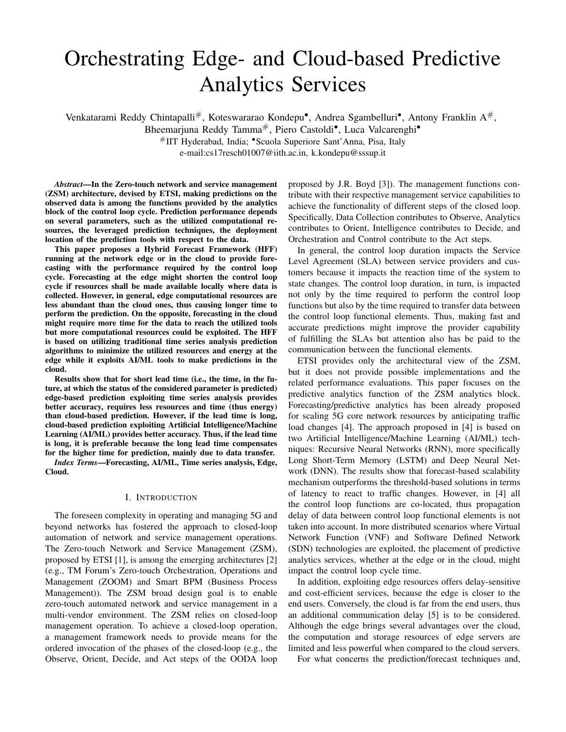# Orchestrating Edge- and Cloud-based Predictive Analytics Services

Venkatarami Reddy Chintapalli[#], Koteswararao Kondepu[•], Andrea Sgambelluri[•], Antony Franklin A[#], Bheemarjuna Reddy Tamma[#], Piero Castoldi[•], Luca Valcarenghi[•]

[#]IIT Hyderabad, India; [•]Scuola Superiore Sant'Anna, Pisa, Italy

e-mail:cs17resch01007@iith.ac.in, k.kondepu@sssup.it

***Abstract*—In the Zero-touch network and service management (ZSM) architecture, devised by ETSI, making predictions on the observed data is among the functions provided by the analytics block of the control loop cycle. Prediction performance depends on several parameters, such as the utilized computational resources, the leveraged prediction techniques, the deployment location of the prediction tools with respect to the data.**

**This paper proposes a Hybrid Forecast Framework (HFF) running at the network edge or in the cloud to provide forecasting with the performance required by the control loop cycle. Forecasting at the edge might shorten the control loop cycle if resources shall be made available locally where data is collected. However, in general, edge computational resources are less abundant than the cloud ones, thus causing longer time to perform the prediction. On the opposite, forecasting in the cloud might require more time for the data to reach the utilized tools but more computational resources could be exploited. The HFF is based on utilizing traditional time series analysis prediction algorithms to minimize the utilized resources and energy at the edge while it exploits AI/ML tools to make predictions in the cloud.**

**Results show that for short lead time (i.e., the time, in the future, at which the status of the considered parameter is predicted) edge-based prediction exploiting time series analysis provides better accuracy, requires less resources and time (thus energy) than cloud-based prediction. However, if the lead time is long, cloud-based prediction exploiting Artificial Intelligence/Machine Learning (AI/ML) provides better accuracy. Thus, if the lead time is long, it is preferable because the long lead time compensates for the higher time for prediction, mainly due to data transfer.**

***Index Terms*—Forecasting, AI/ML, Time series analysis, Edge, Cloud.**

## I. Introduction

The foreseen complexity in operating and managing 5G and beyond networks has fostered the approach to closed-loop automation of network and service management operations. The Zero-touch Network and Service Management (ZSM), proposed by ETSI [1], is among the emerging architectures [2] (e.g., TM Forum's Zero-touch Orchestration, Operations and Management (ZOOM) and Smart BPM (Business Process Management)). The ZSM broad design goal is to enable zero-touch automated network and service management in a multi-vendor environment. The ZSM relies on closed-loop management operation. To achieve a closed-loop operation, a management framework needs to provide means for the ordered invocation of the phases of the closed-loop (e.g., the Observe, Orient, Decide, and Act steps of the OODA loop proposed by J.R. Boyd [3]). The management functions contribute with their respective management service capabilities to achieve the functionality of different steps of the closed loop. Specifically, Data Collection contributes to Observe, Analytics contributes to Orient, Intelligence contributes to Decide, and Orchestration and Control contribute to the Act steps.

In general, the control loop duration impacts the Service Level Agreement (SLA) between service providers and customers because it impacts the reaction time of the system to state changes. The control loop duration, in turn, is impacted not only by the time required to perform the control loop functions but also by the time required to transfer data between the control loop functional elements. Thus, making fast and accurate predictions might improve the provider capability of fulfilling the SLAs but attention also has be paid to the communication between the functional elements.

ETSI provides only the architectural view of the ZSM, but it does not provide possible implementations and the related performance evaluations. This paper focuses on the predictive analytics function of the ZSM analytics block. Forecasting/predictive analytics has been already proposed for scaling 5G core network resources by anticipating traffic load changes [4]. The approach proposed in [4] is based on two Artificial Intelligence/Machine Learning (AI/ML) techniques: Recursive Neural Networks (RNN), more specifically Long Short-Term Memory (LSTM) and Deep Neural Network (DNN). The results show that forecast-based scalability mechanism outperforms the threshold-based solutions in terms of latency to react to traffic changes. However, in [4] all the control loop functions are co-located, thus propagation delay of data between control loop functional elements is not taken into account. In more distributed scenarios where Virtual Network Function (VNF) and Software Defined Network (SDN) technologies are exploited, the placement of predictive analytics services, whether at the edge or in the cloud, might impact the control loop cycle time.

In addition, exploiting edge resources offers delay-sensitive and cost-efficient services, because the edge is closer to the end users. Conversely, the cloud is far from the end users, thus an additional communication delay [5] is to be considered. Although the edge brings several advantages over the cloud, the computation and storage resources of edge servers are limited and less powerful when compared to the cloud servers.

For what concerns the prediction/forecast techniques and,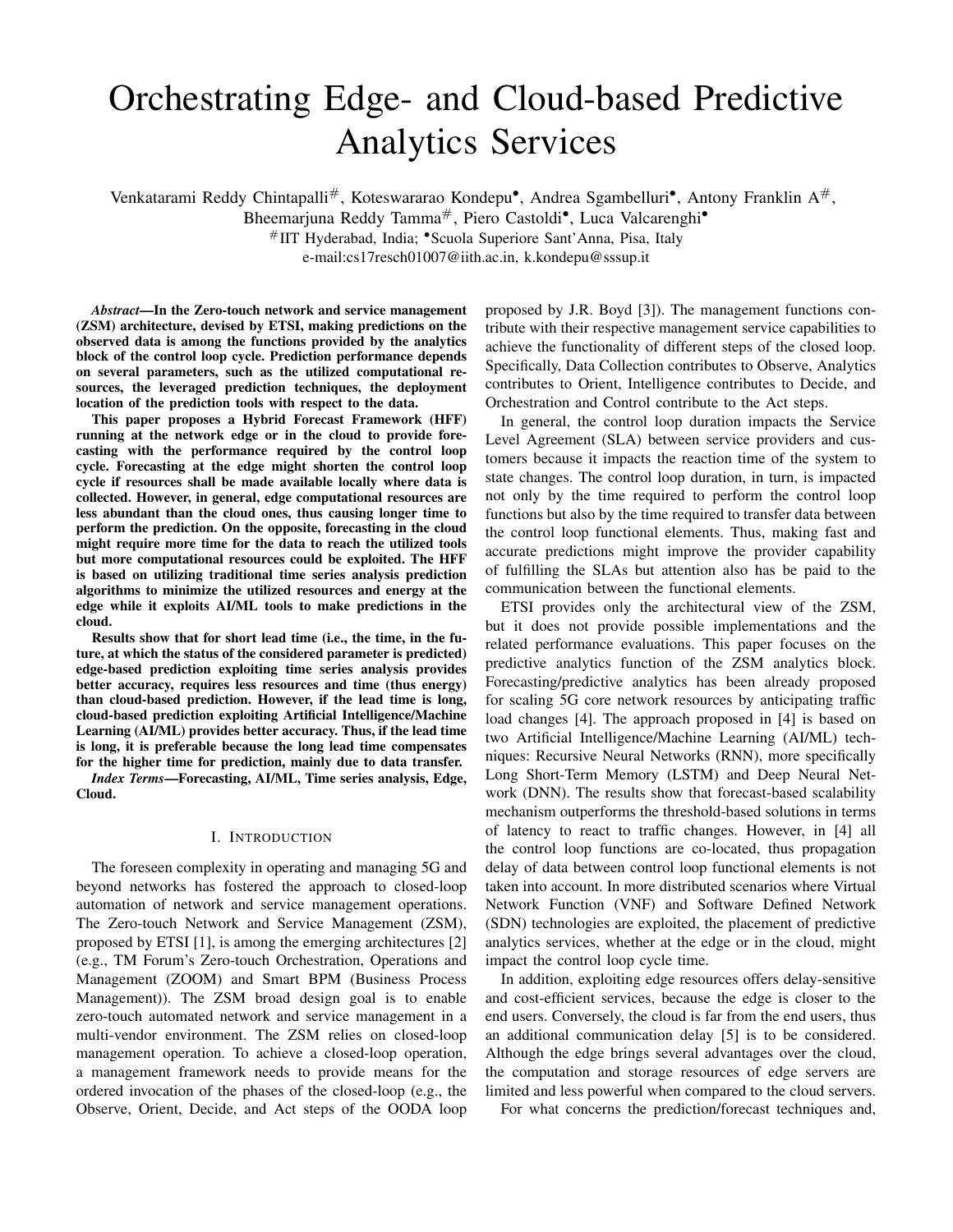# Orchestrating Edge- and Cloud-based Predictive Analytics Services

Venkatarami Reddy Chintapalli[#], Koteswararao Kondepu[•], Andrea Sgambelluri[•], Antony Franklin A[#], Bheemarjuna Reddy Tamma[#], Piero Castoldi[•], Luca Valcarenghi[•]

[#]IIT Hyderabad, India; [•]Scuola Superiore Sant'Anna, Pisa, Italy
e-mail:cs17resch01007@iith.ac.in, k.kondepu@sssup.it

***Abstract*—In the Zero-touch network and service management (ZSM) architecture, devised by ETSI, making predictions on the observed data is among the functions provided by the analytics block of the control loop cycle. Prediction performance depends on several parameters, such as the utilized computational resources, the leveraged prediction techniques, the deployment location of the prediction tools with respect to the data.**

**This paper proposes a Hybrid Forecast Framework (HFF) running at the network edge or in the cloud to provide forecasting with the performance required by the control loop cycle. Forecasting at the edge might shorten the control loop cycle if resources shall be made available locally where data is collected. However, in general, edge computational resources are less abundant than the cloud ones, thus causing longer time to perform the prediction. On the opposite, forecasting in the cloud might require more time for the data to reach the utilized tools but more computational resources could be exploited. The HFF is based on utilizing traditional time series analysis prediction algorithms to minimize the utilized resources and energy at the edge while it exploits AI/ML tools to make predictions in the cloud.**

**Results show that for short lead time (i.e., the time, in the future, at which the status of the considered parameter is predicted) edge-based prediction exploiting time series analysis provides better accuracy, requires less resources and time (thus energy) than cloud-based prediction. However, if the lead time is long, cloud-based prediction exploiting Artificial Intelligence/Machine Learning (AI/ML) provides better accuracy. Thus, if the lead time is long, it is preferable because the long lead time compensates for the higher time for prediction, mainly due to data transfer.**

***Index Terms*—Forecasting, AI/ML, Time series analysis, Edge, Cloud.**

## I. Introduction

The foreseen complexity in operating and managing 5G and beyond networks has fostered the approach to closed-loop automation of network and service management operations. The Zero-touch Network and Service Management (ZSM), proposed by ETSI [1], is among the emerging architectures [2] (e.g., TM Forum's Zero-touch Orchestration, Operations and Management (ZOOM) and Smart BPM (Business Process Management)). The ZSM broad design goal is to enable zero-touch automated network and service management in a multi-vendor environment. The ZSM relies on closed-loop management operation. To achieve a closed-loop operation, a management framework needs to provide means for the ordered invocation of the phases of the closed-loop (e.g., the Observe, Orient, Decide, and Act steps of the OODA loop proposed by J.R. Boyd [3]). The management functions contribute with their respective management service capabilities to achieve the functionality of different steps of the closed loop. Specifically, Data Collection contributes to Observe, Analytics contributes to Orient, Intelligence contributes to Decide, and Orchestration and Control contribute to the Act steps.

In general, the control loop duration impacts the Service Level Agreement (SLA) between service providers and customers because it impacts the reaction time of the system to state changes. The control loop duration, in turn, is impacted not only by the time required to perform the control loop functions but also by the time required to transfer data between the control loop functional elements. Thus, making fast and accurate predictions might improve the provider capability of fulfilling the SLAs but attention also has be paid to the communication between the functional elements.

ETSI provides only the architectural view of the ZSM, but it does not provide possible implementations and the related performance evaluations. This paper focuses on the predictive analytics function of the ZSM analytics block. Forecasting/predictive analytics has been already proposed for scaling 5G core network resources by anticipating traffic load changes [4]. The approach proposed in [4] is based on two Artificial Intelligence/Machine Learning (AI/ML) techniques: Recursive Neural Networks (RNN), more specifically Long Short-Term Memory (LSTM) and Deep Neural Network (DNN). The results show that forecast-based scalability mechanism outperforms the threshold-based solutions in terms of latency to react to traffic changes. However, in [4] all the control loop functions are co-located, thus propagation delay of data between control loop functional elements is not taken into account. In more distributed scenarios where Virtual Network Function (VNF) and Software Defined Network (SDN) technologies are exploited, the placement of predictive analytics services, whether at the edge or in the cloud, might impact the control loop cycle time.

In addition, exploiting edge resources offers delay-sensitive and cost-efficient services, because the edge is closer to the end users. Conversely, the cloud is far from the end users, thus an additional communication delay [5] is to be considered. Although the edge brings several advantages over the cloud, the computation and storage resources of edge servers are limited and less powerful when compared to the cloud servers.

For what concerns the prediction/forecast techniques and,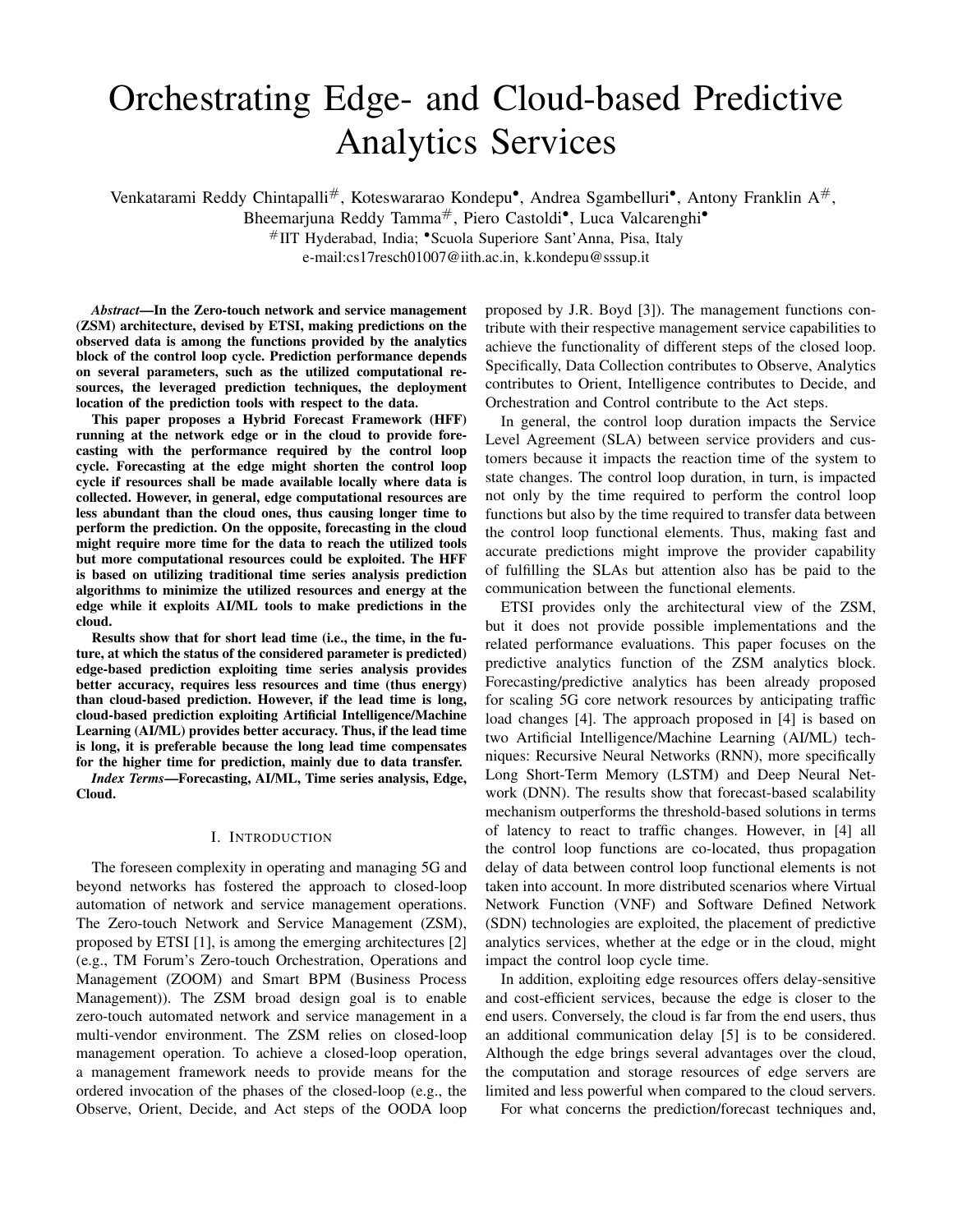# Orchestrating Edge- and Cloud-based Predictive Analytics Services

Venkatarami Reddy Chintapalli[#], Koteswararao Kondepu[•], Andrea Sgambelluri[•], Antony Franklin A[#], Bheemarjuna Reddy Tamma[#], Piero Castoldi[•], Luca Valcarenghi[•]

[#]IIT Hyderabad, India; [•]Scuola Superiore Sant'Anna, Pisa, Italy

e-mail:cs17resch01007@iith.ac.in, k.kondepu@sssup.it

***Abstract*—In the Zero-touch network and service management (ZSM) architecture, devised by ETSI, making predictions on the observed data is among the functions provided by the analytics block of the control loop cycle. Prediction performance depends on several parameters, such as the utilized computational resources, the leveraged prediction techniques, the deployment location of the prediction tools with respect to the data.**

**This paper proposes a Hybrid Forecast Framework (HFF) running at the network edge or in the cloud to provide forecasting with the performance required by the control loop cycle. Forecasting at the edge might shorten the control loop cycle if resources shall be made available locally where data is collected. However, in general, edge computational resources are less abundant than the cloud ones, thus causing longer time to perform the prediction. On the opposite, forecasting in the cloud might require more time for the data to reach the utilized tools but more computational resources could be exploited. The HFF is based on utilizing traditional time series analysis prediction algorithms to minimize the utilized resources and energy at the edge while it exploits AI/ML tools to make predictions in the cloud.**

**Results show that for short lead time (i.e., the time, in the future, at which the status of the considered parameter is predicted) edge-based prediction exploiting time series analysis provides better accuracy, requires less resources and time (thus energy) than cloud-based prediction. However, if the lead time is long, cloud-based prediction exploiting Artificial Intelligence/Machine Learning (AI/ML) provides better accuracy. Thus, if the lead time is long, it is preferable because the long lead time compensates for the higher time for prediction, mainly due to data transfer.**

***Index Terms*—Forecasting, AI/ML, Time series analysis, Edge, Cloud.**

## I. Introduction

The foreseen complexity in operating and managing 5G and beyond networks has fostered the approach to closed-loop automation of network and service management operations. The Zero-touch Network and Service Management (ZSM), proposed by ETSI [1], is among the emerging architectures [2] (e.g., TM Forum's Zero-touch Orchestration, Operations and Management (ZOOM) and Smart BPM (Business Process Management)). The ZSM broad design goal is to enable zero-touch automated network and service management in a multi-vendor environment. The ZSM relies on closed-loop management operation. To achieve a closed-loop operation, a management framework needs to provide means for the ordered invocation of the phases of the closed-loop (e.g., the Observe, Orient, Decide, and Act steps of the OODA loop proposed by J.R. Boyd [3]). The management functions contribute with their respective management service capabilities to achieve the functionality of different steps of the closed loop. Specifically, Data Collection contributes to Observe, Analytics contributes to Orient, Intelligence contributes to Decide, and Orchestration and Control contribute to the Act steps.

In general, the control loop duration impacts the Service Level Agreement (SLA) between service providers and customers because it impacts the reaction time of the system to state changes. The control loop duration, in turn, is impacted not only by the time required to perform the control loop functions but also by the time required to transfer data between the control loop functional elements. Thus, making fast and accurate predictions might improve the provider capability of fulfilling the SLAs but attention also has be paid to the communication between the functional elements.

ETSI provides only the architectural view of the ZSM, but it does not provide possible implementations and the related performance evaluations. This paper focuses on the predictive analytics function of the ZSM analytics block. Forecasting/predictive analytics has been already proposed for scaling 5G core network resources by anticipating traffic load changes [4]. The approach proposed in [4] is based on two Artificial Intelligence/Machine Learning (AI/ML) techniques: Recursive Neural Networks (RNN), more specifically Long Short-Term Memory (LSTM) and Deep Neural Network (DNN). The results show that forecast-based scalability mechanism outperforms the threshold-based solutions in terms of latency to react to traffic changes. However, in [4] all the control loop functions are co-located, thus propagation delay of data between control loop functional elements is not taken into account. In more distributed scenarios where Virtual Network Function (VNF) and Software Defined Network (SDN) technologies are exploited, the placement of predictive analytics services, whether at the edge or in the cloud, might impact the control loop cycle time.

In addition, exploiting edge resources offers delay-sensitive and cost-efficient services, because the edge is closer to the end users. Conversely, the cloud is far from the end users, thus an additional communication delay [5] is to be considered. Although the edge brings several advantages over the cloud, the computation and storage resources of edge servers are limited and less powerful when compared to the cloud servers.

For what concerns the prediction/forecast techniques and,